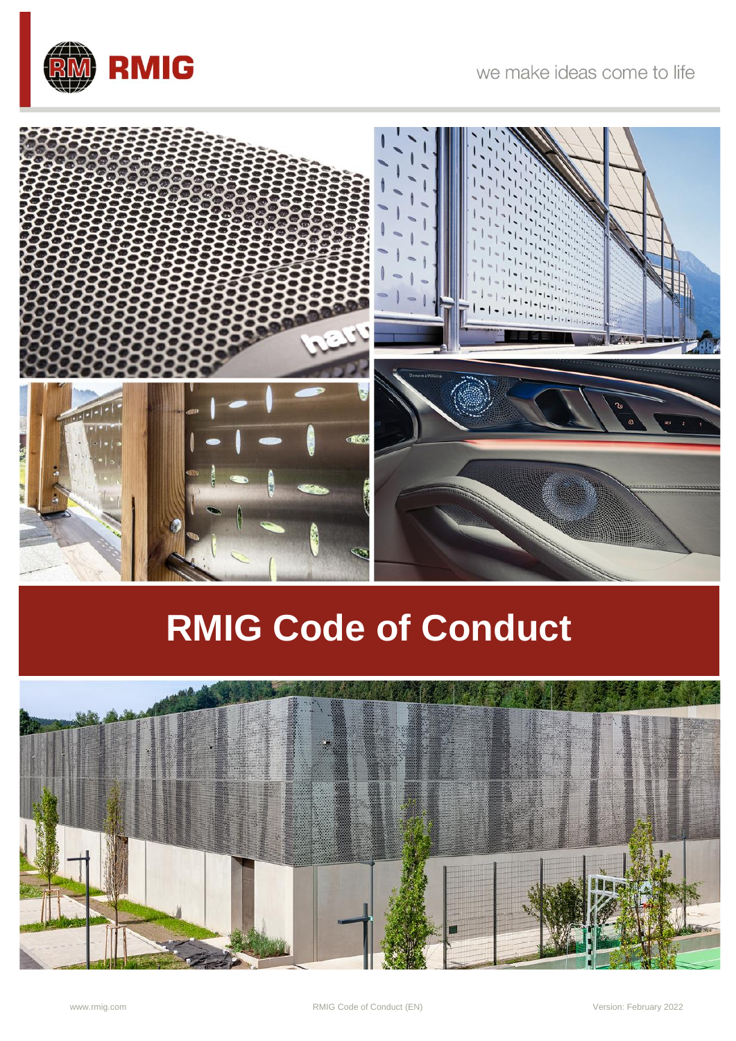RMIG

we make ideas come to life

# RMIG Code of Conduct

www.rmig.com

RMIG Code of Conduct (EN)

Version: February 2022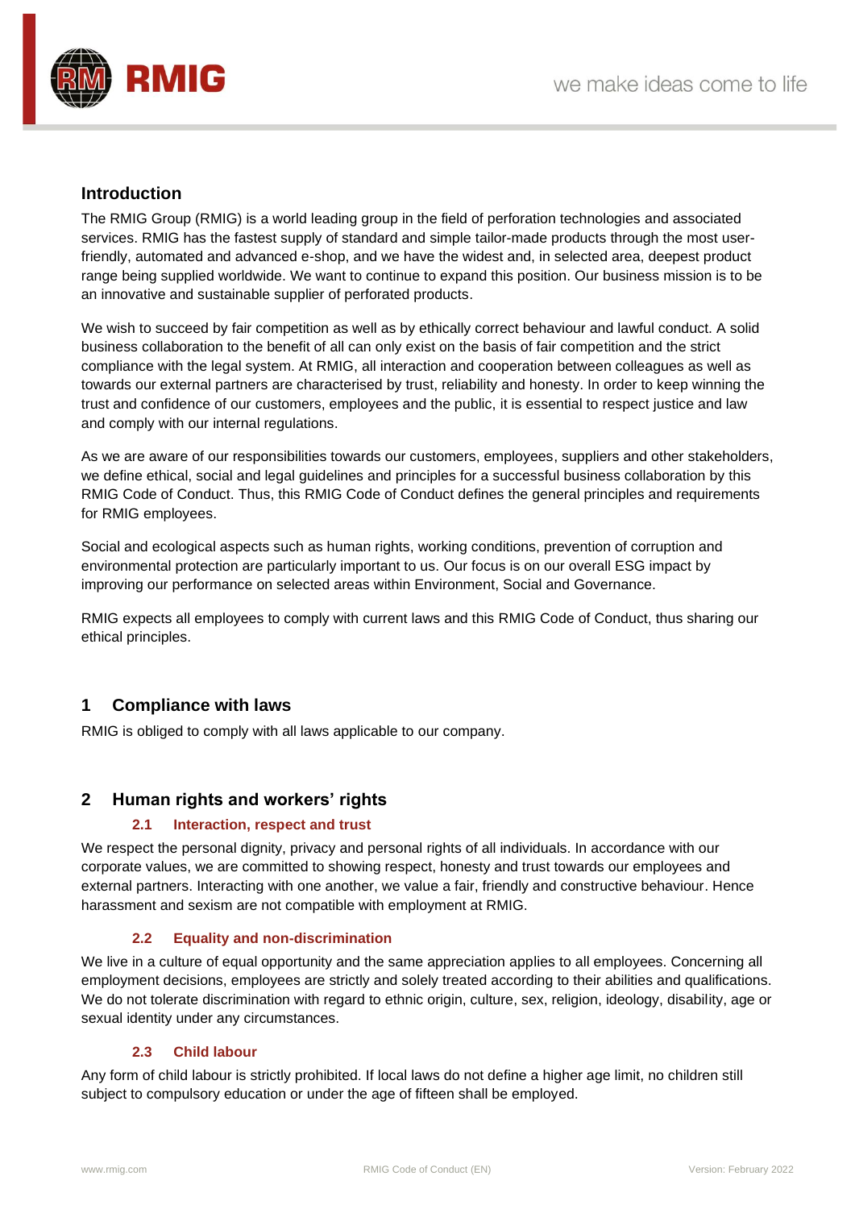## Introduction

The RMIG Group (RMIG) is a world leading group in the field of perforation technologies and associated services. RMIG has the fastest supply of standard and simple tailor-made products through the most user-friendly, automated and advanced e-shop, and we have the widest and, in selected area, deepest product range being supplied worldwide. We want to continue to expand this position. Our business mission is to be an innovative and sustainable supplier of perforated products.

We wish to succeed by fair competition as well as by ethically correct behaviour and lawful conduct. A solid business collaboration to the benefit of all can only exist on the basis of fair competition and the strict compliance with the legal system. At RMIG, all interaction and cooperation between colleagues as well as towards our external partners are characterised by trust, reliability and honesty. In order to keep winning the trust and confidence of our customers, employees and the public, it is essential to respect justice and law and comply with our internal regulations.

As we are aware of our responsibilities towards our customers, employees, suppliers and other stakeholders, we define ethical, social and legal guidelines and principles for a successful business collaboration by this RMIG Code of Conduct. Thus, this RMIG Code of Conduct defines the general principles and requirements for RMIG employees.

Social and ecological aspects such as human rights, working conditions, prevention of corruption and environmental protection are particularly important to us. Our focus is on our overall ESG impact by improving our performance on selected areas within Environment, Social and Governance.

RMIG expects all employees to comply with current laws and this RMIG Code of Conduct, thus sharing our ethical principles.

## 1 Compliance with laws

RMIG is obliged to comply with all laws applicable to our company.

## 2 Human rights and workers' rights

### 2.1 Interaction, respect and trust

We respect the personal dignity, privacy and personal rights of all individuals. In accordance with our corporate values, we are committed to showing respect, honesty and trust towards our employees and external partners. Interacting with one another, we value a fair, friendly and constructive behaviour. Hence harassment and sexism are not compatible with employment at RMIG.

### 2.2 Equality and non-discrimination

We live in a culture of equal opportunity and the same appreciation applies to all employees. Concerning all employment decisions, employees are strictly and solely treated according to their abilities and qualifications. We do not tolerate discrimination with regard to ethnic origin, culture, sex, religion, ideology, disability, age or sexual identity under any circumstances.

### 2.3 Child labour

Any form of child labour is strictly prohibited. If local laws do not define a higher age limit, no children still subject to compulsory education or under the age of fifteen shall be employed.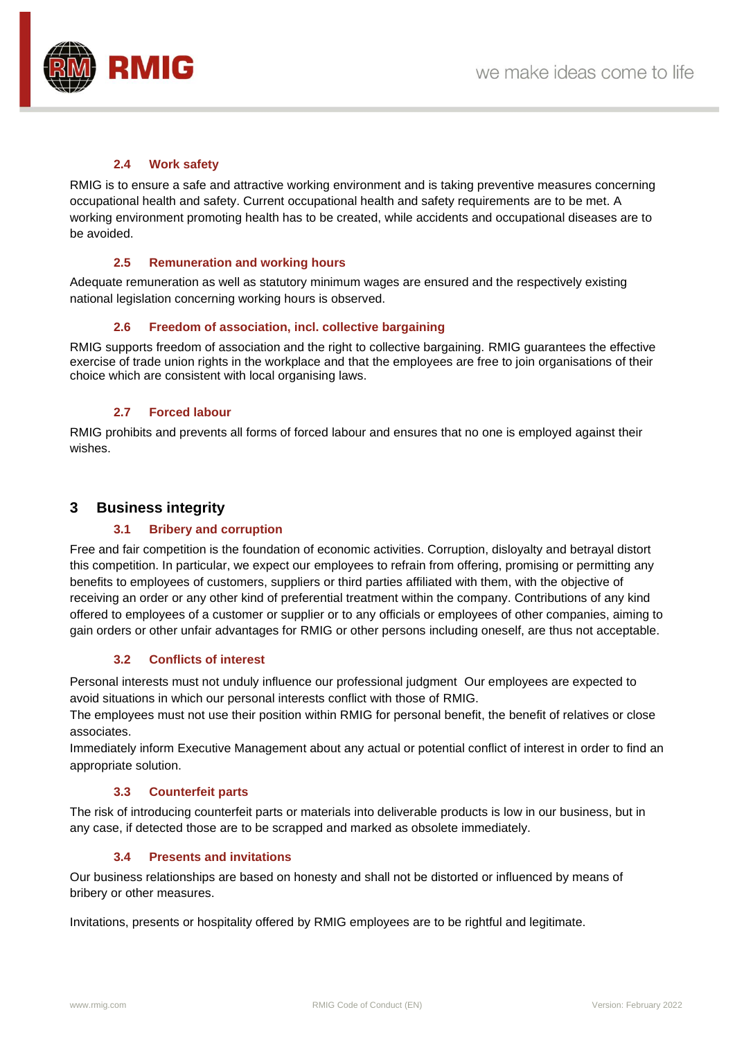### 2.4 Work safety

RMIG is to ensure a safe and attractive working environment and is taking preventive measures concerning occupational health and safety. Current occupational health and safety requirements are to be met. A working environment promoting health has to be created, while accidents and occupational diseases are to be avoided.

### 2.5 Remuneration and working hours

Adequate remuneration as well as statutory minimum wages are ensured and the respectively existing national legislation concerning working hours is observed.

### 2.6 Freedom of association, incl. collective bargaining

RMIG supports freedom of association and the right to collective bargaining. RMIG guarantees the effective exercise of trade union rights in the workplace and that the employees are free to join organisations of their choice which are consistent with local organising laws.

### 2.7 Forced labour

RMIG prohibits and prevents all forms of forced labour and ensures that no one is employed against their wishes.

## 3 Business integrity

### 3.1 Bribery and corruption

Free and fair competition is the foundation of economic activities. Corruption, disloyalty and betrayal distort this competition. In particular, we expect our employees to refrain from offering, promising or permitting any benefits to employees of customers, suppliers or third parties affiliated with them, with the objective of receiving an order or any other kind of preferential treatment within the company. Contributions of any kind offered to employees of a customer or supplier or to any officials or employees of other companies, aiming to gain orders or other unfair advantages for RMIG or other persons including oneself, are thus not acceptable.

### 3.2 Conflicts of interest

Personal interests must not unduly influence our professional judgment Our employees are expected to avoid situations in which our personal interests conflict with those of RMIG.
The employees must not use their position within RMIG for personal benefit, the benefit of relatives or close associates.
Immediately inform Executive Management about any actual or potential conflict of interest in order to find an appropriate solution.

### 3.3 Counterfeit parts

The risk of introducing counterfeit parts or materials into deliverable products is low in our business, but in any case, if detected those are to be scrapped and marked as obsolete immediately.

### 3.4 Presents and invitations

Our business relationships are based on honesty and shall not be distorted or influenced by means of bribery or other measures.

Invitations, presents or hospitality offered by RMIG employees are to be rightful and legitimate.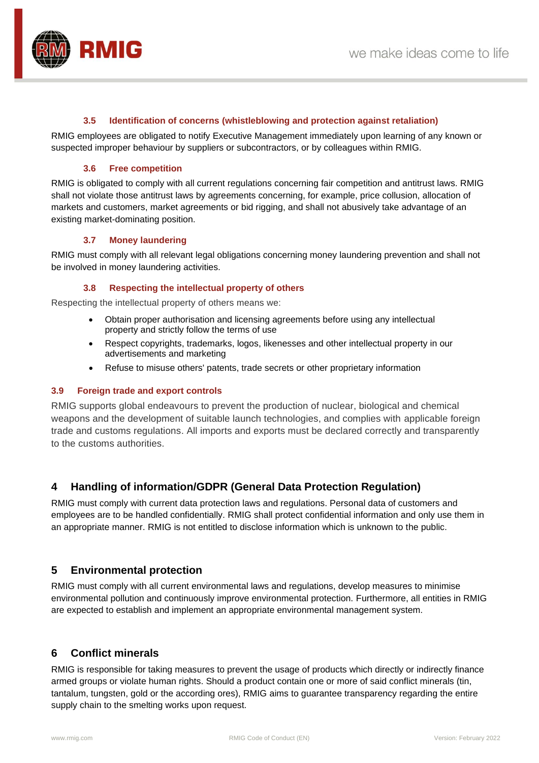### 3.5 Identification of concerns (whistleblowing and protection against retaliation)

RMIG employees are obligated to notify Executive Management immediately upon learning of any known or suspected improper behaviour by suppliers or subcontractors, or by colleagues within RMIG.

### 3.6 Free competition

RMIG is obligated to comply with all current regulations concerning fair competition and antitrust laws. RMIG shall not violate those antitrust laws by agreements concerning, for example, price collusion, allocation of markets and customers, market agreements or bid rigging, and shall not abusively take advantage of an existing market-dominating position.

### 3.7 Money laundering

RMIG must comply with all relevant legal obligations concerning money laundering prevention and shall not be involved in money laundering activities.

### 3.8 Respecting the intellectual property of others

Respecting the intellectual property of others means we:

- Obtain proper authorisation and licensing agreements before using any intellectual property and strictly follow the terms of use
- Respect copyrights, trademarks, logos, likenesses and other intellectual property in our advertisements and marketing
- Refuse to misuse others' patents, trade secrets or other proprietary information

### 3.9 Foreign trade and export controls

RMIG supports global endeavours to prevent the production of nuclear, biological and chemical weapons and the development of suitable launch technologies, and complies with applicable foreign trade and customs regulations. All imports and exports must be declared correctly and transparently to the customs authorities.

## 4 Handling of information/GDPR (General Data Protection Regulation)

RMIG must comply with current data protection laws and regulations. Personal data of customers and employees are to be handled confidentially. RMIG shall protect confidential information and only use them in an appropriate manner. RMIG is not entitled to disclose information which is unknown to the public.

## 5 Environmental protection

RMIG must comply with all current environmental laws and regulations, develop measures to minimise environmental pollution and continuously improve environmental protection. Furthermore, all entities in RMIG are expected to establish and implement an appropriate environmental management system.

## 6 Conflict minerals

RMIG is responsible for taking measures to prevent the usage of products which directly or indirectly finance armed groups or violate human rights. Should a product contain one or more of said conflict minerals (tin, tantalum, tungsten, gold or the according ores), RMIG aims to guarantee transparency regarding the entire supply chain to the smelting works upon request.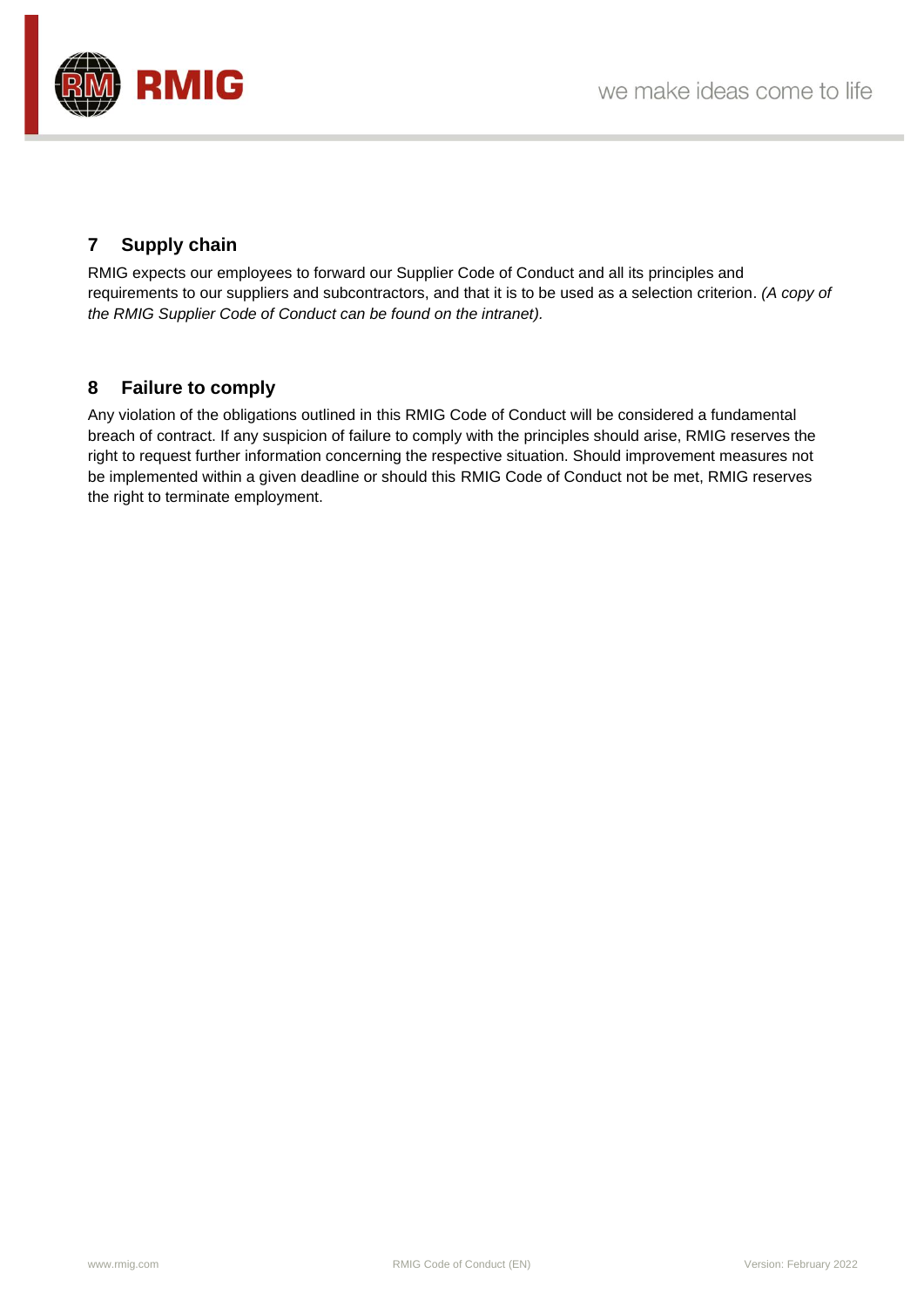## 7 Supply chain

RMIG expects our employees to forward our Supplier Code of Conduct and all its principles and requirements to our suppliers and subcontractors, and that it is to be used as a selection criterion. *(A copy of the RMIG Supplier Code of Conduct can be found on the intranet).*

## 8 Failure to comply

Any violation of the obligations outlined in this RMIG Code of Conduct will be considered a fundamental breach of contract. If any suspicion of failure to comply with the principles should arise, RMIG reserves the right to request further information concerning the respective situation. Should improvement measures not be implemented within a given deadline or should this RMIG Code of Conduct not be met, RMIG reserves the right to terminate employment.